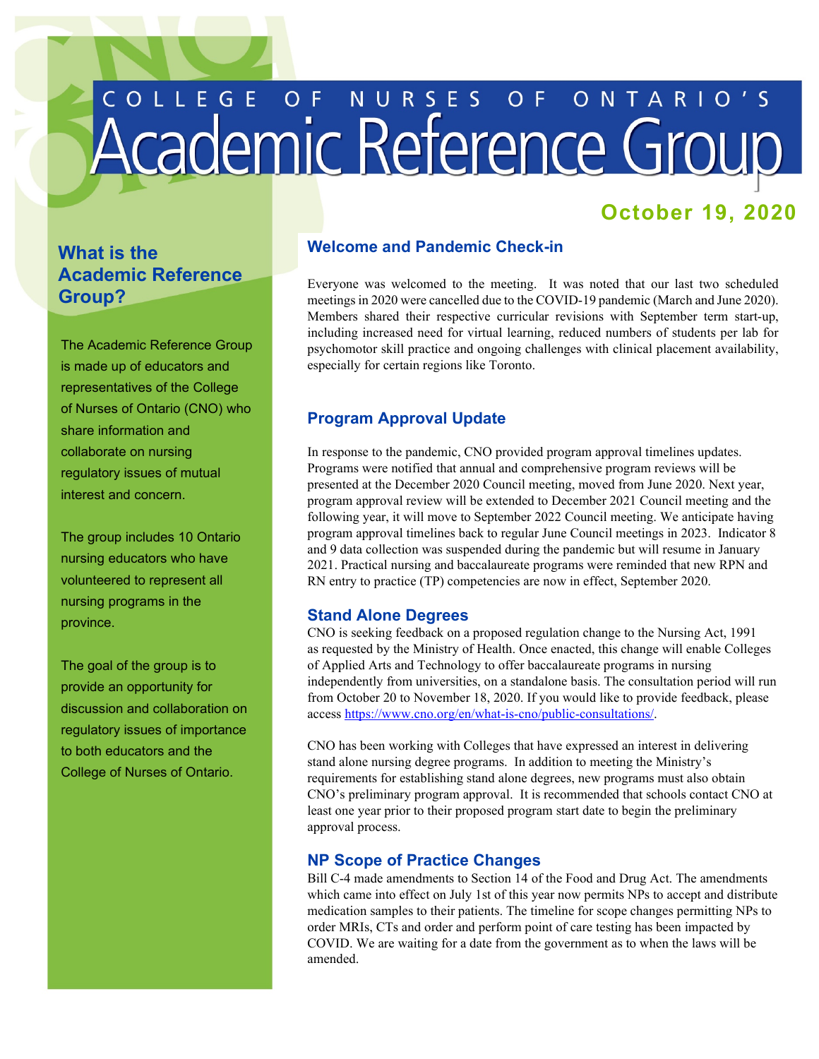# College of Nurses of Ontario's Academic Reference Group

**October 19, 2020**

## What is the Academic Reference Group?

The Academic Reference Group is made up of educators and representatives of the College of Nurses of Ontario (CNO) who share information and collaborate on nursing regulatory issues of mutual interest and concern.

The group includes 10 Ontario nursing educators who have volunteered to represent all nursing programs in the province.

The goal of the group is to provide an opportunity for discussion and collaboration on regulatory issues of importance to both educators and the College of Nurses of Ontario.

## Welcome and Pandemic Check-in

Everyone was welcomed to the meeting. It was noted that our last two scheduled meetings in 2020 were cancelled due to the COVID-19 pandemic (March and June 2020). Members shared their respective curricular revisions with September term start-up, including increased need for virtual learning, reduced numbers of students per lab for psychomotor skill practice and ongoing challenges with clinical placement availability, especially for certain regions like Toronto.

## Program Approval Update

In response to the pandemic, CNO provided program approval timelines updates. Programs were notified that annual and comprehensive program reviews will be presented at the December 2020 Council meeting, moved from June 2020. Next year, program approval review will be extended to December 2021 Council meeting and the following year, it will move to September 2022 Council meeting. We anticipate having program approval timelines back to regular June Council meetings in 2023. Indicator 8 and 9 data collection was suspended during the pandemic but will resume in January 2021. Practical nursing and baccalaureate programs were reminded that new RPN and RN entry to practice (TP) competencies are now in effect, September 2020.

## Stand Alone Degrees

CNO is seeking feedback on a proposed regulation change to the Nursing Act, 1991 as requested by the Ministry of Health. Once enacted, this change will enable Colleges of Applied Arts and Technology to offer baccalaureate programs in nursing independently from universities, on a standalone basis. The consultation period will run from October 20 to November 18, 2020. If you would like to provide feedback, please access https://www.cno.org/en/what-is-cno/public-consultations/.

CNO has been working with Colleges that have expressed an interest in delivering stand alone nursing degree programs. In addition to meeting the Ministry's requirements for establishing stand alone degrees, new programs must also obtain CNO's preliminary program approval. It is recommended that schools contact CNO at least one year prior to their proposed program start date to begin the preliminary approval process.

## NP Scope of Practice Changes

Bill C-4 made amendments to Section 14 of the Food and Drug Act. The amendments which came into effect on July 1st of this year now permits NPs to accept and distribute medication samples to their patients. The timeline for scope changes permitting NPs to order MRIs, CTs and order and perform point of care testing has been impacted by COVID. We are waiting for a date from the government as to when the laws will be amended.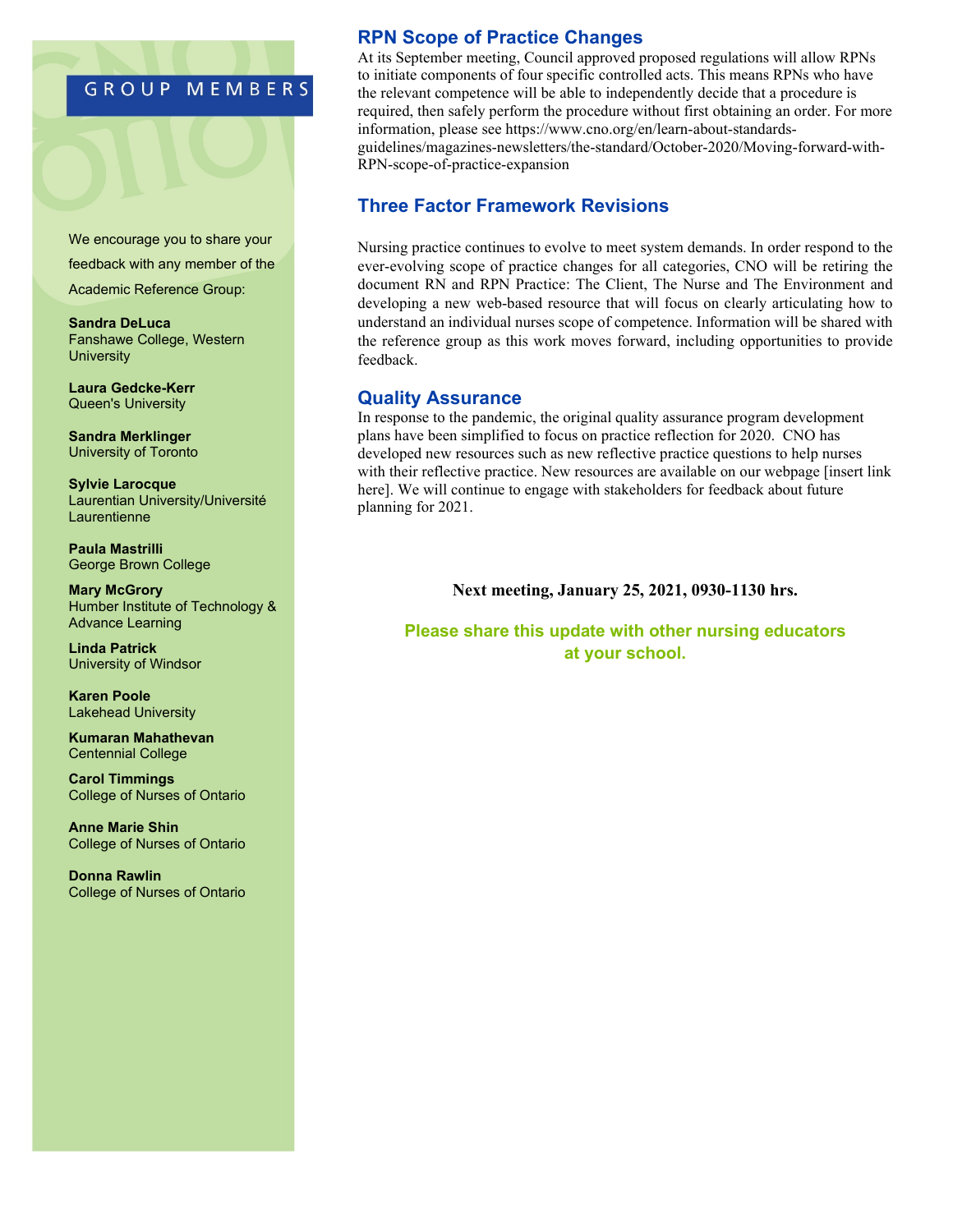## GROUP MEMBERS

We encourage you to share your feedback with any member of the Academic Reference Group:

**Sandra DeLuca**
Fanshawe College, Western University

**Laura Gedcke-Kerr**
Queen's University

**Sandra Merklinger**
University of Toronto

**Sylvie Larocque**
Laurentian University/Université Laurentienne

**Paula Mastrilli**
George Brown College

**Mary McGrory**
Humber Institute of Technology & Advance Learning

**Linda Patrick**
University of Windsor

**Karen Poole**
Lakehead University

**Kumaran Mahathevan**
Centennial College

**Carol Timmings**
College of Nurses of Ontario

**Anne Marie Shin**
College of Nurses of Ontario

**Donna Rawlin**
College of Nurses of Ontario

## RPN Scope of Practice Changes

At its September meeting, Council approved proposed regulations will allow RPNs to initiate components of four specific controlled acts. This means RPNs who have the relevant competence will be able to independently decide that a procedure is required, then safely perform the procedure without first obtaining an order. For more information, please see https://www.cno.org/en/learn-about-standards-guidelines/magazines-newsletters/the-standard/October-2020/Moving-forward-with-RPN-scope-of-practice-expansion

## Three Factor Framework Revisions

Nursing practice continues to evolve to meet system demands. In order respond to the ever-evolving scope of practice changes for all categories, CNO will be retiring the document RN and RPN Practice: The Client, The Nurse and The Environment and developing a new web-based resource that will focus on clearly articulating how to understand an individual nurses scope of competence. Information will be shared with the reference group as this work moves forward, including opportunities to provide feedback.

## Quality Assurance

In response to the pandemic, the original quality assurance program development plans have been simplified to focus on practice reflection for 2020. CNO has developed new resources such as new reflective practice questions to help nurses with their reflective practice. New resources are available on our webpage [insert link here]. We will continue to engage with stakeholders for feedback about future planning for 2021.

**Next meeting, January 25, 2021, 0930-1130 hrs.**

**Please share this update with other nursing educators at your school.**